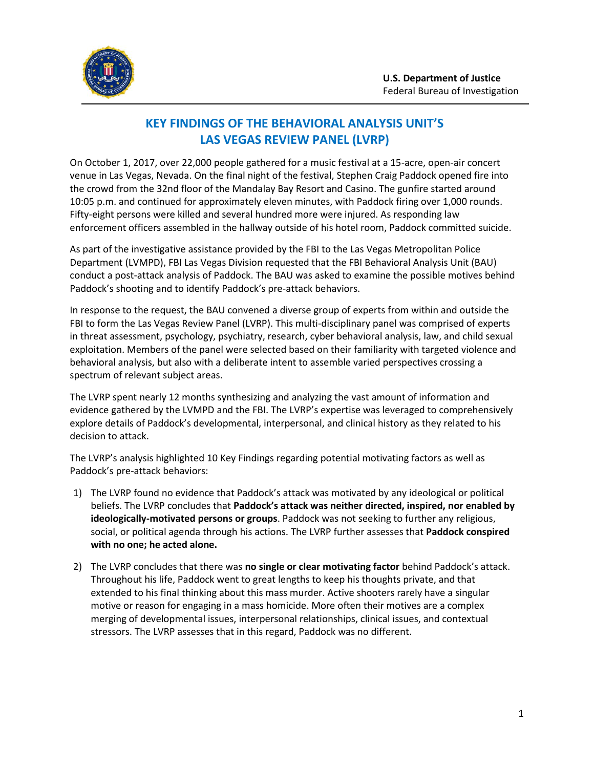U.S. Department of Justice
Federal Bureau of Investigation

# KEY FINDINGS OF THE BEHAVIORAL ANALYSIS UNIT'S LAS VEGAS REVIEW PANEL (LVRP)

On October 1, 2017, over 22,000 people gathered for a music festival at a 15-acre, open-air concert venue in Las Vegas, Nevada. On the final night of the festival, Stephen Craig Paddock opened fire into the crowd from the 32nd floor of the Mandalay Bay Resort and Casino. The gunfire started around 10:05 p.m. and continued for approximately eleven minutes, with Paddock firing over 1,000 rounds. Fifty-eight persons were killed and several hundred more were injured. As responding law enforcement officers assembled in the hallway outside of his hotel room, Paddock committed suicide.

As part of the investigative assistance provided by the FBI to the Las Vegas Metropolitan Police Department (LVMPD), FBI Las Vegas Division requested that the FBI Behavioral Analysis Unit (BAU) conduct a post-attack analysis of Paddock. The BAU was asked to examine the possible motives behind Paddock's shooting and to identify Paddock's pre-attack behaviors.

In response to the request, the BAU convened a diverse group of experts from within and outside the FBI to form the Las Vegas Review Panel (LVRP). This multi-disciplinary panel was comprised of experts in threat assessment, psychology, psychiatry, research, cyber behavioral analysis, law, and child sexual exploitation. Members of the panel were selected based on their familiarity with targeted violence and behavioral analysis, but also with a deliberate intent to assemble varied perspectives crossing a spectrum of relevant subject areas.

The LVRP spent nearly 12 months synthesizing and analyzing the vast amount of information and evidence gathered by the LVMPD and the FBI. The LVRP's expertise was leveraged to comprehensively explore details of Paddock's developmental, interpersonal, and clinical history as they related to his decision to attack.

The LVRP's analysis highlighted 10 Key Findings regarding potential motivating factors as well as Paddock's pre-attack behaviors:

1) The LVRP found no evidence that Paddock's attack was motivated by any ideological or political beliefs. The LVRP concludes that **Paddock's attack was neither directed, inspired, nor enabled by ideologically-motivated persons or groups**. Paddock was not seeking to further any religious, social, or political agenda through his actions. The LVRP further assesses that **Paddock conspired with no one; he acted alone.**

2) The LVRP concludes that there was **no single or clear motivating factor** behind Paddock's attack. Throughout his life, Paddock went to great lengths to keep his thoughts private, and that extended to his final thinking about this mass murder. Active shooters rarely have a singular motive or reason for engaging in a mass homicide. More often their motives are a complex merging of developmental issues, interpersonal relationships, clinical issues, and contextual stressors. The LVRP assesses that in this regard, Paddock was no different.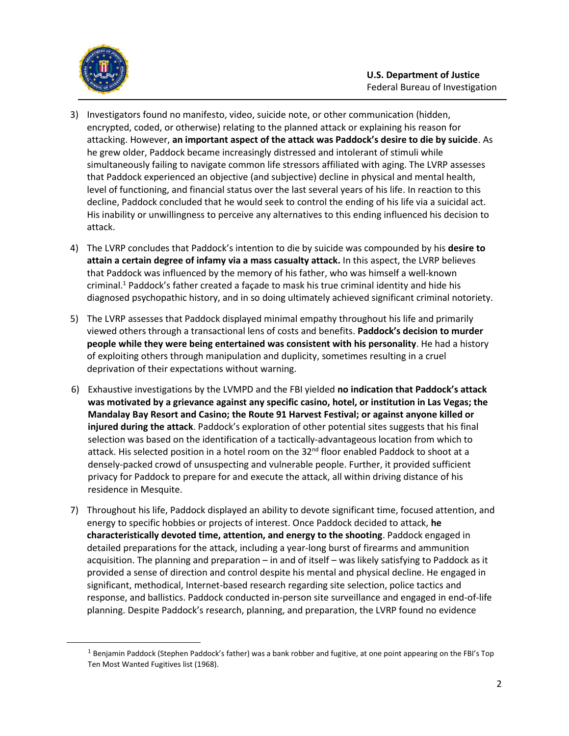3) Investigators found no manifesto, video, suicide note, or other communication (hidden, encrypted, coded, or otherwise) relating to the planned attack or explaining his reason for attacking. However, **an important aspect of the attack was Paddock's desire to die by suicide**. As he grew older, Paddock became increasingly distressed and intolerant of stimuli while simultaneously failing to navigate common life stressors affiliated with aging. The LVRP assesses that Paddock experienced an objective (and subjective) decline in physical and mental health, level of functioning, and financial status over the last several years of his life. In reaction to this decline, Paddock concluded that he would seek to control the ending of his life via a suicidal act. His inability or unwillingness to perceive any alternatives to this ending influenced his decision to attack.

4) The LVRP concludes that Paddock's intention to die by suicide was compounded by his **desire to attain a certain degree of infamy via a mass casualty attack.** In this aspect, the LVRP believes that Paddock was influenced by the memory of his father, who was himself a well-known criminal.[1] Paddock's father created a façade to mask his true criminal identity and hide his diagnosed psychopathic history, and in so doing ultimately achieved significant criminal notoriety.

5) The LVRP assesses that Paddock displayed minimal empathy throughout his life and primarily viewed others through a transactional lens of costs and benefits. **Paddock's decision to murder people while they were being entertained was consistent with his personality**. He had a history of exploiting others through manipulation and duplicity, sometimes resulting in a cruel deprivation of their expectations without warning.

6) Exhaustive investigations by the LVMPD and the FBI yielded **no indication that Paddock's attack was motivated by a grievance against any specific casino, hotel, or institution in Las Vegas; the Mandalay Bay Resort and Casino; the Route 91 Harvest Festival; or against anyone killed or injured during the attack**. Paddock's exploration of other potential sites suggests that his final selection was based on the identification of a tactically-advantageous location from which to attack. His selected position in a hotel room on the 32nd floor enabled Paddock to shoot at a densely-packed crowd of unsuspecting and vulnerable people. Further, it provided sufficient privacy for Paddock to prepare for and execute the attack, all within driving distance of his residence in Mesquite.

7) Throughout his life, Paddock displayed an ability to devote significant time, focused attention, and energy to specific hobbies or projects of interest. Once Paddock decided to attack, **he characteristically devoted time, attention, and energy to the shooting**. Paddock engaged in detailed preparations for the attack, including a year-long burst of firearms and ammunition acquisition. The planning and preparation – in and of itself – was likely satisfying to Paddock as it provided a sense of direction and control despite his mental and physical decline. He engaged in significant, methodical, Internet-based research regarding site selection, police tactics and response, and ballistics. Paddock conducted in-person site surveillance and engaged in end-of-life planning. Despite Paddock's research, planning, and preparation, the LVRP found no evidence

---

[1] Benjamin Paddock (Stephen Paddock's father) was a bank robber and fugitive, at one point appearing on the FBI's Top Ten Most Wanted Fugitives list (1968).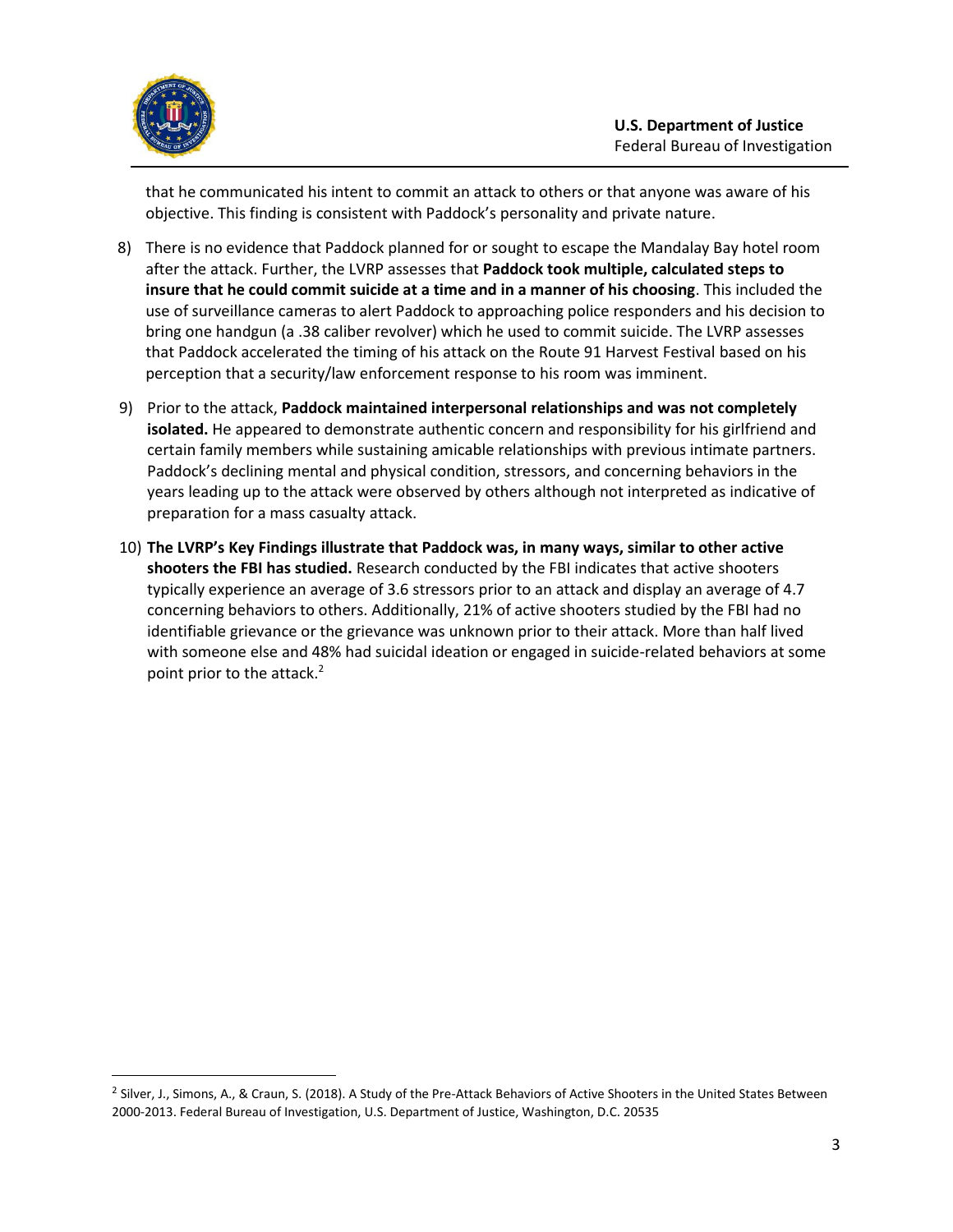that he communicated his intent to commit an attack to others or that anyone was aware of his objective. This finding is consistent with Paddock's personality and private nature.

8) There is no evidence that Paddock planned for or sought to escape the Mandalay Bay hotel room after the attack. Further, the LVRP assesses that **Paddock took multiple, calculated steps to insure that he could commit suicide at a time and in a manner of his choosing**. This included the use of surveillance cameras to alert Paddock to approaching police responders and his decision to bring one handgun (a .38 caliber revolver) which he used to commit suicide. The LVRP assesses that Paddock accelerated the timing of his attack on the Route 91 Harvest Festival based on his perception that a security/law enforcement response to his room was imminent.

9) Prior to the attack, **Paddock maintained interpersonal relationships and was not completely isolated.** He appeared to demonstrate authentic concern and responsibility for his girlfriend and certain family members while sustaining amicable relationships with previous intimate partners. Paddock's declining mental and physical condition, stressors, and concerning behaviors in the years leading up to the attack were observed by others although not interpreted as indicative of preparation for a mass casualty attack.

10) **The LVRP's Key Findings illustrate that Paddock was, in many ways, similar to other active shooters the FBI has studied.** Research conducted by the FBI indicates that active shooters typically experience an average of 3.6 stressors prior to an attack and display an average of 4.7 concerning behaviors to others. Additionally, 21% of active shooters studied by the FBI had no identifiable grievance or the grievance was unknown prior to their attack. More than half lived with someone else and 48% had suicidal ideation or engaged in suicide-related behaviors at some point prior to the attack.[2]

[2] Silver, J., Simons, A., & Craun, S. (2018). A Study of the Pre-Attack Behaviors of Active Shooters in the United States Between 2000-2013. Federal Bureau of Investigation, U.S. Department of Justice, Washington, D.C. 20535